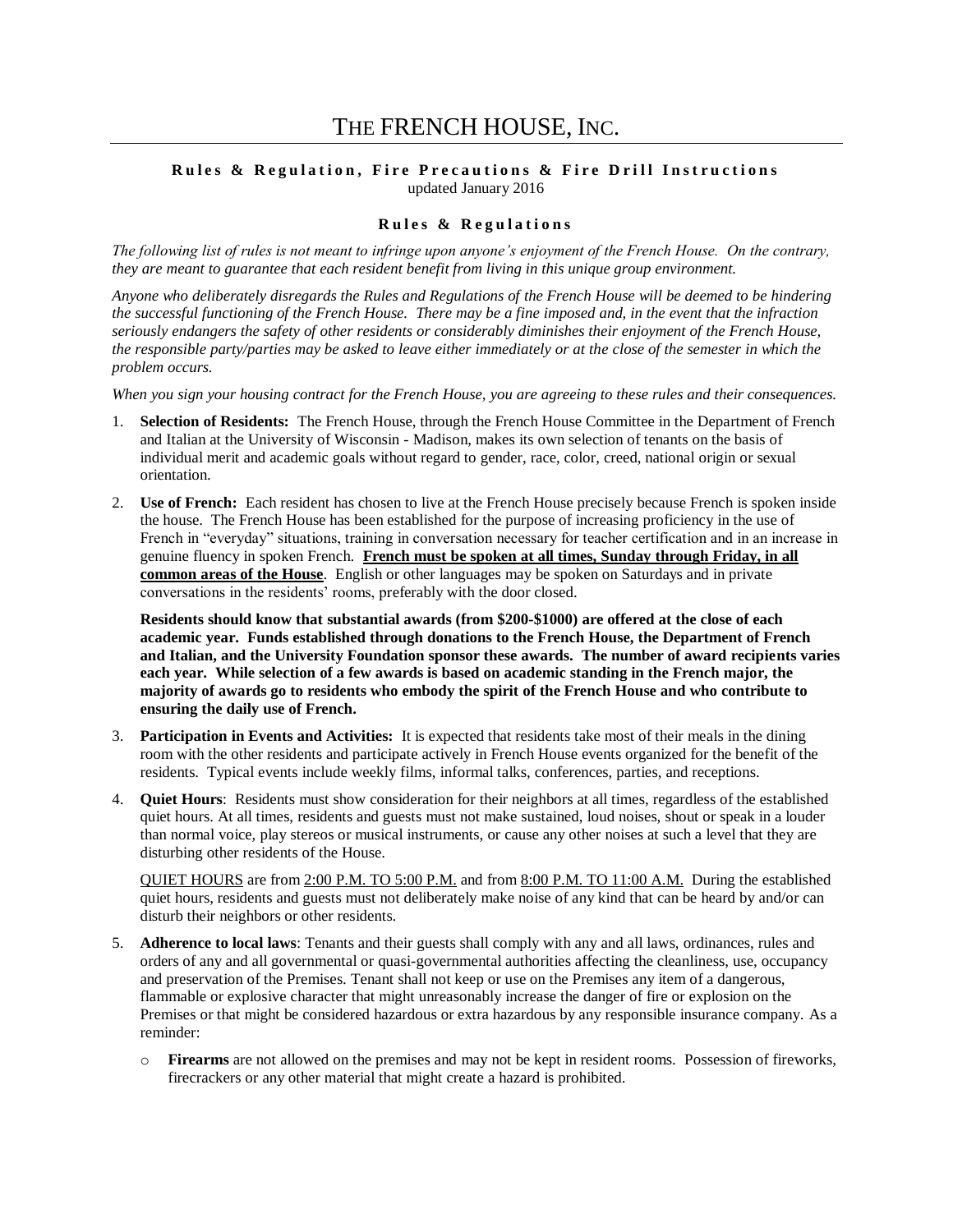# THE FRENCH HOUSE, INC.

**Rules & Regulation, Fire Precautions & Fire Drill Instructions**
updated January 2016

## Rules & Regulations

*The following list of rules is not meant to infringe upon anyone's enjoyment of the French House. On the contrary, they are meant to guarantee that each resident benefit from living in this unique group environment.*

*Anyone who deliberately disregards the Rules and Regulations of the French House will be deemed to be hindering the successful functioning of the French House. There may be a fine imposed and, in the event that the infraction seriously endangers the safety of other residents or considerably diminishes their enjoyment of the French House, the responsible party/parties may be asked to leave either immediately or at the close of the semester in which the problem occurs.*

*When you sign your housing contract for the French House, you are agreeing to these rules and their consequences.*

1. **Selection of Residents:** The French House, through the French House Committee in the Department of French and Italian at the University of Wisconsin - Madison, makes its own selection of tenants on the basis of individual merit and academic goals without regard to gender, race, color, creed, national origin or sexual orientation.

2. **Use of French:** Each resident has chosen to live at the French House precisely because French is spoken inside the house. The French House has been established for the purpose of increasing proficiency in the use of French in "everyday" situations, training in conversation necessary for teacher certification and in an increase in genuine fluency in spoken French. **<u>French must be spoken at all times, Sunday through Friday, in all common areas of the House</u>**. English or other languages may be spoken on Saturdays and in private conversations in the residents' rooms, preferably with the door closed.

   **Residents should know that substantial awards (from $200-$1000) are offered at the close of each academic year. Funds established through donations to the French House, the Department of French and Italian, and the University Foundation sponsor these awards. The number of award recipients varies each year. While selection of a few awards is based on academic standing in the French major, the majority of awards go to residents who embody the spirit of the French House and who contribute to ensuring the daily use of French.**

3. **Participation in Events and Activities:** It is expected that residents take most of their meals in the dining room with the other residents and participate actively in French House events organized for the benefit of the residents. Typical events include weekly films, informal talks, conferences, parties, and receptions.

4. **Quiet Hours**: Residents must show consideration for their neighbors at all times, regardless of the established quiet hours. At all times, residents and guests must not make sustained, loud noises, shout or speak in a louder than normal voice, play stereos or musical instruments, or cause any other noises at such a level that they are disturbing other residents of the House.

   <u>QUIET HOURS</u> are from <u>2:00 P.M. TO 5:00 P.M.</u> and from <u>8:00 P.M. TO 11:00 A.M.</u> During the established quiet hours, residents and guests must not deliberately make noise of any kind that can be heard by and/or can disturb their neighbors or other residents.

5. **Adherence to local laws**: Tenants and their guests shall comply with any and all laws, ordinances, rules and orders of any and all governmental or quasi-governmental authorities affecting the cleanliness, use, occupancy and preservation of the Premises. Tenant shall not keep or use on the Premises any item of a dangerous, flammable or explosive character that might unreasonably increase the danger of fire or explosion on the Premises or that might be considered hazardous or extra hazardous by any responsible insurance company. As a reminder:

   - **Firearms** are not allowed on the premises and may not be kept in resident rooms. Possession of fireworks, firecrackers or any other material that might create a hazard is prohibited.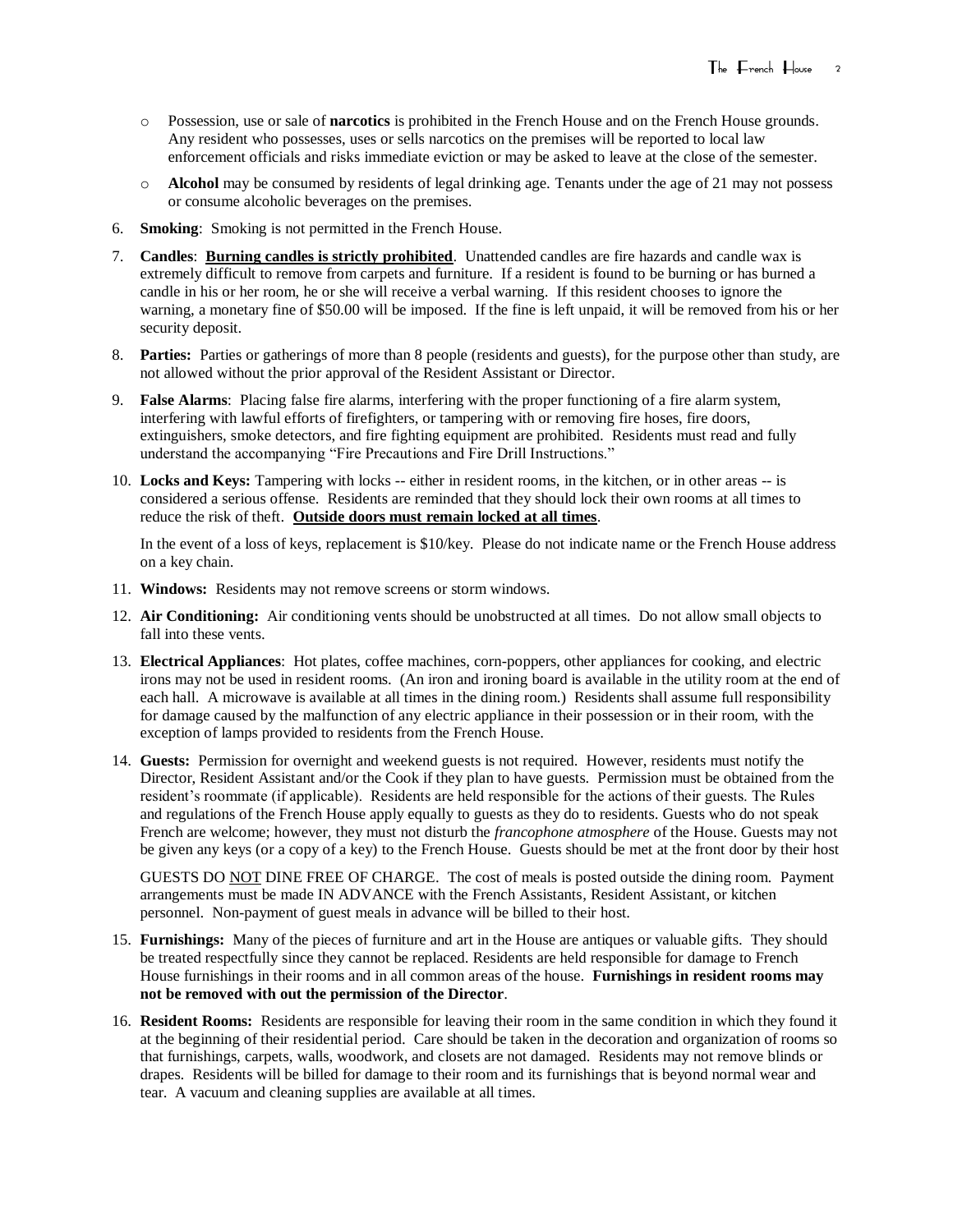- Possession, use or sale of **narcotics** is prohibited in the French House and on the French House grounds. Any resident who possesses, uses or sells narcotics on the premises will be reported to local law enforcement officials and risks immediate eviction or may be asked to leave at the close of the semester.
- **Alcohol** may be consumed by residents of legal drinking age. Tenants under the age of 21 may not possess or consume alcoholic beverages on the premises.

6. **Smoking**: Smoking is not permitted in the French House.

7. **Candles**: **<u>Burning candles is strictly prohibited</u>**. Unattended candles are fire hazards and candle wax is extremely difficult to remove from carpets and furniture. If a resident is found to be burning or has burned a candle in his or her room, he or she will receive a verbal warning. If this resident chooses to ignore the warning, a monetary fine of $50.00 will be imposed. If the fine is left unpaid, it will be removed from his or her security deposit.

8. **Parties:** Parties or gatherings of more than 8 people (residents and guests), for the purpose other than study, are not allowed without the prior approval of the Resident Assistant or Director.

9. **False Alarms**: Placing false fire alarms, interfering with the proper functioning of a fire alarm system, interfering with lawful efforts of firefighters, or tampering with or removing fire hoses, fire doors, extinguishers, smoke detectors, and fire fighting equipment are prohibited. Residents must read and fully understand the accompanying "Fire Precautions and Fire Drill Instructions."

10. **Locks and Keys:** Tampering with locks -- either in resident rooms, in the kitchen, or in other areas -- is considered a serious offense. Residents are reminded that they should lock their own rooms at all times to reduce the risk of theft. **<u>Outside doors must remain locked at all times</u>**.

    In the event of a loss of keys, replacement is $10/key. Please do not indicate name or the French House address on a key chain.

11. **Windows:** Residents may not remove screens or storm windows.

12. **Air Conditioning:** Air conditioning vents should be unobstructed at all times. Do not allow small objects to fall into these vents.

13. **Electrical Appliances**: Hot plates, coffee machines, corn-poppers, other appliances for cooking, and electric irons may not be used in resident rooms. (An iron and ironing board is available in the utility room at the end of each hall. A microwave is available at all times in the dining room.) Residents shall assume full responsibility for damage caused by the malfunction of any electric appliance in their possession or in their room, with the exception of lamps provided to residents from the French House.

14. **Guests:** Permission for overnight and weekend guests is not required. However, residents must notify the Director, Resident Assistant and/or the Cook if they plan to have guests. Permission must be obtained from the resident's roommate (if applicable). Residents are held responsible for the actions of their guests. The Rules and regulations of the French House apply equally to guests as they do to residents. Guests who do not speak French are welcome; however, they must not disturb the *francophone atmosphere* of the House. Guests may not be given any keys (or a copy of a key) to the French House. Guests should be met at the front door by their host

    GUESTS DO <u>NOT</u> DINE FREE OF CHARGE. The cost of meals is posted outside the dining room. Payment arrangements must be made IN ADVANCE with the French Assistants, Resident Assistant, or kitchen personnel. Non-payment of guest meals in advance will be billed to their host.

15. **Furnishings:** Many of the pieces of furniture and art in the House are antiques or valuable gifts. They should be treated respectfully since they cannot be replaced. Residents are held responsible for damage to French House furnishings in their rooms and in all common areas of the house. **Furnishings in resident rooms may not be removed with out the permission of the Director**.

16. **Resident Rooms:** Residents are responsible for leaving their room in the same condition in which they found it at the beginning of their residential period. Care should be taken in the decoration and organization of rooms so that furnishings, carpets, walls, woodwork, and closets are not damaged. Residents may not remove blinds or drapes. Residents will be billed for damage to their room and its furnishings that is beyond normal wear and tear. A vacuum and cleaning supplies are available at all times.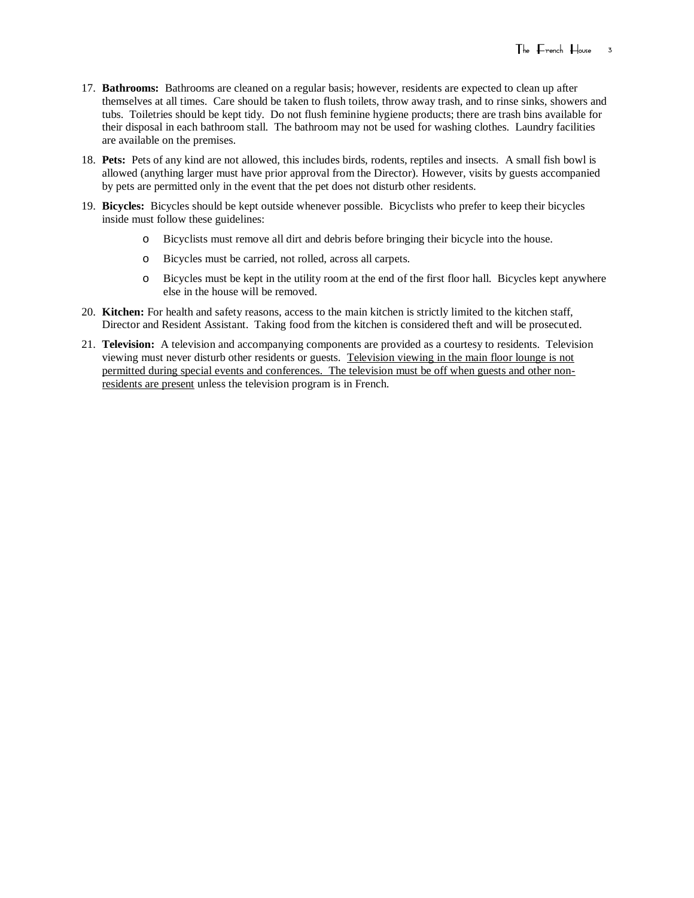17. **Bathrooms:** Bathrooms are cleaned on a regular basis; however, residents are expected to clean up after themselves at all times. Care should be taken to flush toilets, throw away trash, and to rinse sinks, showers and tubs. Toiletries should be kept tidy. Do not flush feminine hygiene products; there are trash bins available for their disposal in each bathroom stall. The bathroom may not be used for washing clothes. Laundry facilities are available on the premises.

18. **Pets:** Pets of any kind are not allowed, this includes birds, rodents, reptiles and insects. A small fish bowl is allowed (anything larger must have prior approval from the Director). However, visits by guests accompanied by pets are permitted only in the event that the pet does not disturb other residents.

19. **Bicycles:** Bicycles should be kept outside whenever possible. Bicyclists who prefer to keep their bicycles inside must follow these guidelines:

    - Bicyclists must remove all dirt and debris before bringing their bicycle into the house.
    - Bicycles must be carried, not rolled, across all carpets.
    - Bicycles must be kept in the utility room at the end of the first floor hall. Bicycles kept anywhere else in the house will be removed.

20. **Kitchen:** For health and safety reasons, access to the main kitchen is strictly limited to the kitchen staff, Director and Resident Assistant. Taking food from the kitchen is considered theft and will be prosecuted.

21. **Television:** A television and accompanying components are provided as a courtesy to residents. Television viewing must never disturb other residents or guests. <u>Television viewing in the main floor lounge is not permitted during special events and conferences. The television must be off when guests and other non-residents are present</u> unless the television program is in French.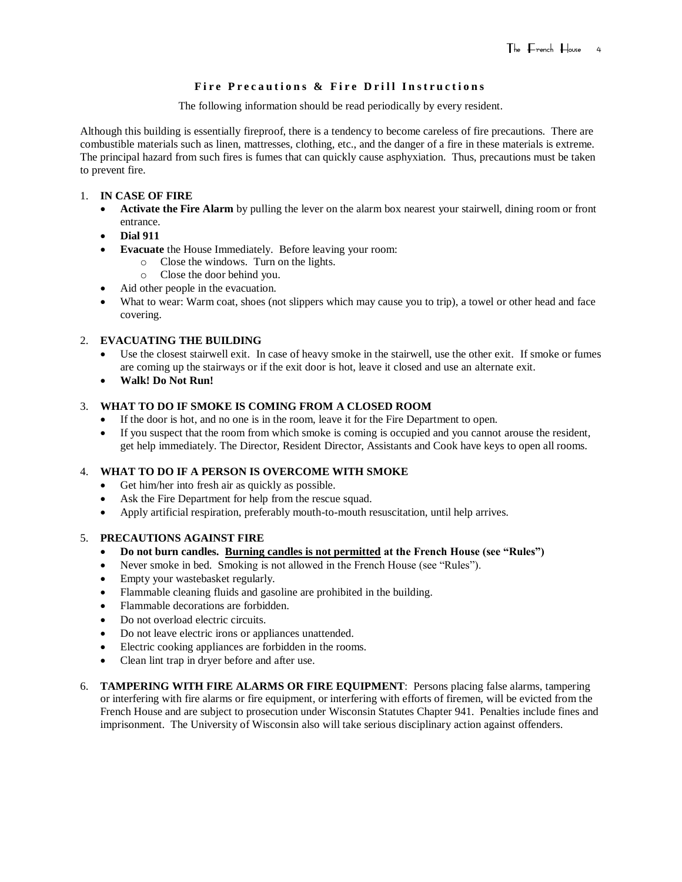## Fire Precautions & Fire Drill Instructions

The following information should be read periodically by every resident.

Although this building is essentially fireproof, there is a tendency to become careless of fire precautions. There are combustible materials such as linen, mattresses, clothing, etc., and the danger of a fire in these materials is extreme. The principal hazard from such fires is fumes that can quickly cause asphyxiation. Thus, precautions must be taken to prevent fire.

1. **IN CASE OF FIRE**
   - **Activate the Fire Alarm** by pulling the lever on the alarm box nearest your stairwell, dining room or front entrance.
   - **Dial 911**
   - **Evacuate** the House Immediately. Before leaving your room:
     - Close the windows. Turn on the lights.
     - Close the door behind you.
   - Aid other people in the evacuation.
   - What to wear: Warm coat, shoes (not slippers which may cause you to trip), a towel or other head and face covering.

2. **EVACUATING THE BUILDING**
   - Use the closest stairwell exit. In case of heavy smoke in the stairwell, use the other exit. If smoke or fumes are coming up the stairways or if the exit door is hot, leave it closed and use an alternate exit.
   - **Walk! Do Not Run!**

3. **WHAT TO DO IF SMOKE IS COMING FROM A CLOSED ROOM**
   - If the door is hot, and no one is in the room, leave it for the Fire Department to open.
   - If you suspect that the room from which smoke is coming is occupied and you cannot arouse the resident, get help immediately. The Director, Resident Director, Assistants and Cook have keys to open all rooms.

4. **WHAT TO DO IF A PERSON IS OVERCOME WITH SMOKE**
   - Get him/her into fresh air as quickly as possible.
   - Ask the Fire Department for help from the rescue squad.
   - Apply artificial respiration, preferably mouth-to-mouth resuscitation, until help arrives.

5. **PRECAUTIONS AGAINST FIRE**
   - **Do not burn candles. <u>Burning candles is not permitted</u> at the French House (see "Rules")**
   - Never smoke in bed. Smoking is not allowed in the French House (see "Rules").
   - Empty your wastebasket regularly.
   - Flammable cleaning fluids and gasoline are prohibited in the building.
   - Flammable decorations are forbidden.
   - Do not overload electric circuits.
   - Do not leave electric irons or appliances unattended.
   - Electric cooking appliances are forbidden in the rooms.
   - Clean lint trap in dryer before and after use.

6. **TAMPERING WITH FIRE ALARMS OR FIRE EQUIPMENT**: Persons placing false alarms, tampering or interfering with fire alarms or fire equipment, or interfering with efforts of firemen, will be evicted from the French House and are subject to prosecution under Wisconsin Statutes Chapter 941. Penalties include fines and imprisonment. The University of Wisconsin also will take serious disciplinary action against offenders.